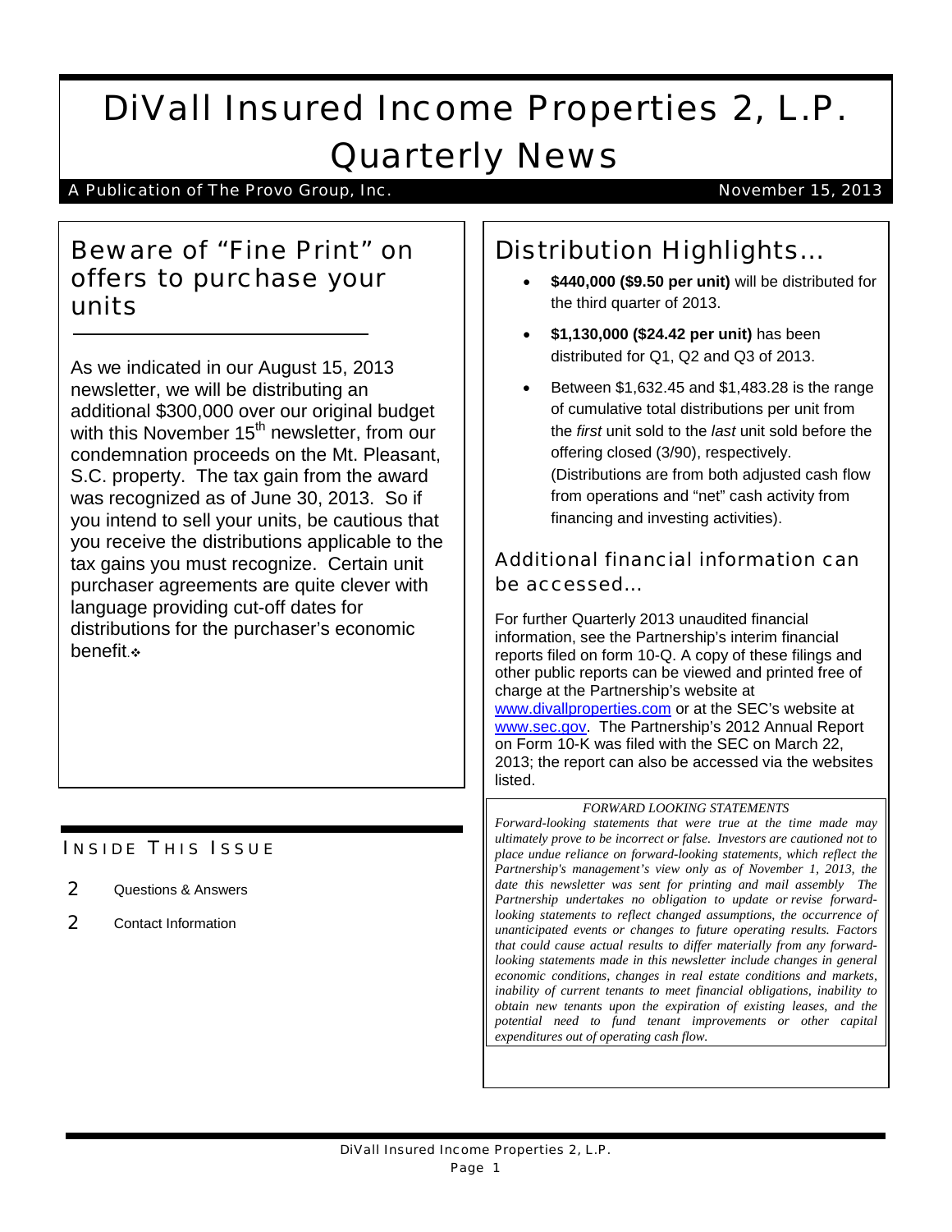# DiVall Insured Income Properties 2, L.P.
# Quarterly News

A Publication of The Provo Group, Inc. — November 15, 2013

## Beware of "Fine Print" on offers to purchase your units

As we indicated in our August 15, 2013 newsletter, we will be distributing an additional $300,000 over our original budget with this November 15th newsletter, from our condemnation proceeds on the Mt. Pleasant, S.C. property. The tax gain from the award was recognized as of June 30, 2013. So if you intend to sell your units, be cautious that you receive the distributions applicable to the tax gains you must recognize. Certain unit purchaser agreements are quite clever with language providing cut-off dates for distributions for the purchaser's economic benefit.❖

### INSIDE THIS ISSUE

- 2 Questions & Answers
- 2 Contact Information

## Distribution Highlights…

- **$440,000 ($9.50 per unit)** will be distributed for the third quarter of 2013.
- **$1,130,000 ($24.42 per unit)** has been distributed for Q1, Q2 and Q3 of 2013.
- Between $1,632.45 and $1,483.28 is the range of cumulative total distributions per unit from the *first* unit sold to the *last* unit sold before the offering closed (3/90), respectively. (Distributions are from both adjusted cash flow from operations and "net" cash activity from financing and investing activities).

### Additional financial information can be accessed…

For further Quarterly 2013 unaudited financial information, see the Partnership's interim financial reports filed on form 10-Q. A copy of these filings and other public reports can be viewed and printed free of charge at the Partnership's website at www.divallproperties.com or at the SEC's website at www.sec.gov. The Partnership's 2012 Annual Report on Form 10-K was filed with the SEC on March 22, 2013; the report can also be accessed via the websites listed.

*FORWARD LOOKING STATEMENTS*

*Forward-looking statements that were true at the time made may ultimately prove to be incorrect or false. Investors are cautioned not to place undue reliance on forward-looking statements, which reflect the Partnership's management's view only as of November 1, 2013, the date this newsletter was sent for printing and mail assembly The Partnership undertakes no obligation to update or revise forward-looking statements to reflect changed assumptions, the occurrence of unanticipated events or changes to future operating results. Factors that could cause actual results to differ materially from any forward-looking statements made in this newsletter include changes in general economic conditions, changes in real estate conditions and markets, inability of current tenants to meet financial obligations, inability to obtain new tenants upon the expiration of existing leases, and the potential need to fund tenant improvements or other capital expenditures out of operating cash flow.*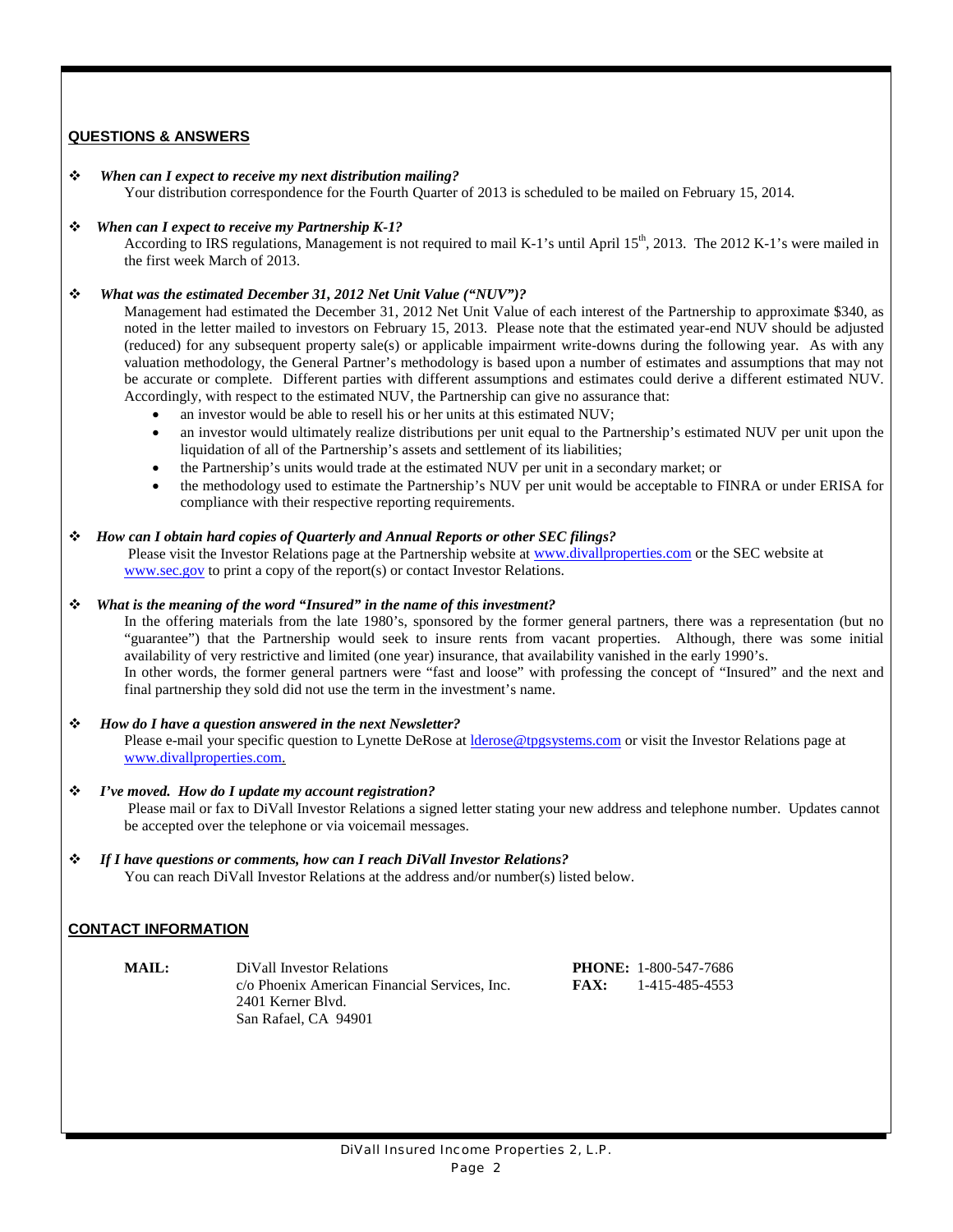## QUESTIONS & ANSWERS

- ***When can I expect to receive my next distribution mailing?***
  Your distribution correspondence for the Fourth Quarter of 2013 is scheduled to be mailed on February 15, 2014.

- ***When can I expect to receive my Partnership K-1?***
  According to IRS regulations, Management is not required to mail K-1's until April 15th, 2013. The 2012 K-1's were mailed in the first week March of 2013.

- ***What was the estimated December 31, 2012 Net Unit Value ("NUV")?***
  Management had estimated the December 31, 2012 Net Unit Value of each interest of the Partnership to approximate $340, as noted in the letter mailed to investors on February 15, 2013. Please note that the estimated year-end NUV should be adjusted (reduced) for any subsequent property sale(s) or applicable impairment write-downs during the following year. As with any valuation methodology, the General Partner's methodology is based upon a number of estimates and assumptions that may not be accurate or complete. Different parties with different assumptions and estimates could derive a different estimated NUV. Accordingly, with respect to the estimated NUV, the Partnership can give no assurance that:
    - an investor would be able to resell his or her units at this estimated NUV;
    - an investor would ultimately realize distributions per unit equal to the Partnership's estimated NUV per unit upon the liquidation of all of the Partnership's assets and settlement of its liabilities;
    - the Partnership's units would trade at the estimated NUV per unit in a secondary market; or
    - the methodology used to estimate the Partnership's NUV per unit would be acceptable to FINRA or under ERISA for compliance with their respective reporting requirements.

- ***How can I obtain hard copies of Quarterly and Annual Reports or other SEC filings?***
  Please visit the Investor Relations page at the Partnership website at www.divallproperties.com or the SEC website at www.sec.gov to print a copy of the report(s) or contact Investor Relations.

- ***What is the meaning of the word "Insured" in the name of this investment?***
  In the offering materials from the late 1980's, sponsored by the former general partners, there was a representation (but no "guarantee") that the Partnership would seek to insure rents from vacant properties. Although, there was some initial availability of very restrictive and limited (one year) insurance, that availability vanished in the early 1990's.
  In other words, the former general partners were "fast and loose" with professing the concept of "Insured" and the next and final partnership they sold did not use the term in the investment's name.

- ***How do I have a question answered in the next Newsletter?***
  Please e-mail your specific question to Lynette DeRose at lderose@tpgsystems.com or visit the Investor Relations page at www.divallproperties.com.

- ***I've moved. How do I update my account registration?***
  Please mail or fax to DiVall Investor Relations a signed letter stating your new address and telephone number. Updates cannot be accepted over the telephone or via voicemail messages.

- ***If I have questions or comments, how can I reach DiVall Investor Relations?***
  You can reach DiVall Investor Relations at the address and/or number(s) listed below.

## CONTACT INFORMATION

**MAIL:**
DiVall Investor Relations
c/o Phoenix American Financial Services, Inc.
2401 Kerner Blvd.
San Rafael, CA 94901

**PHONE:** 1-800-547-7686
**FAX:** 1-415-485-4553